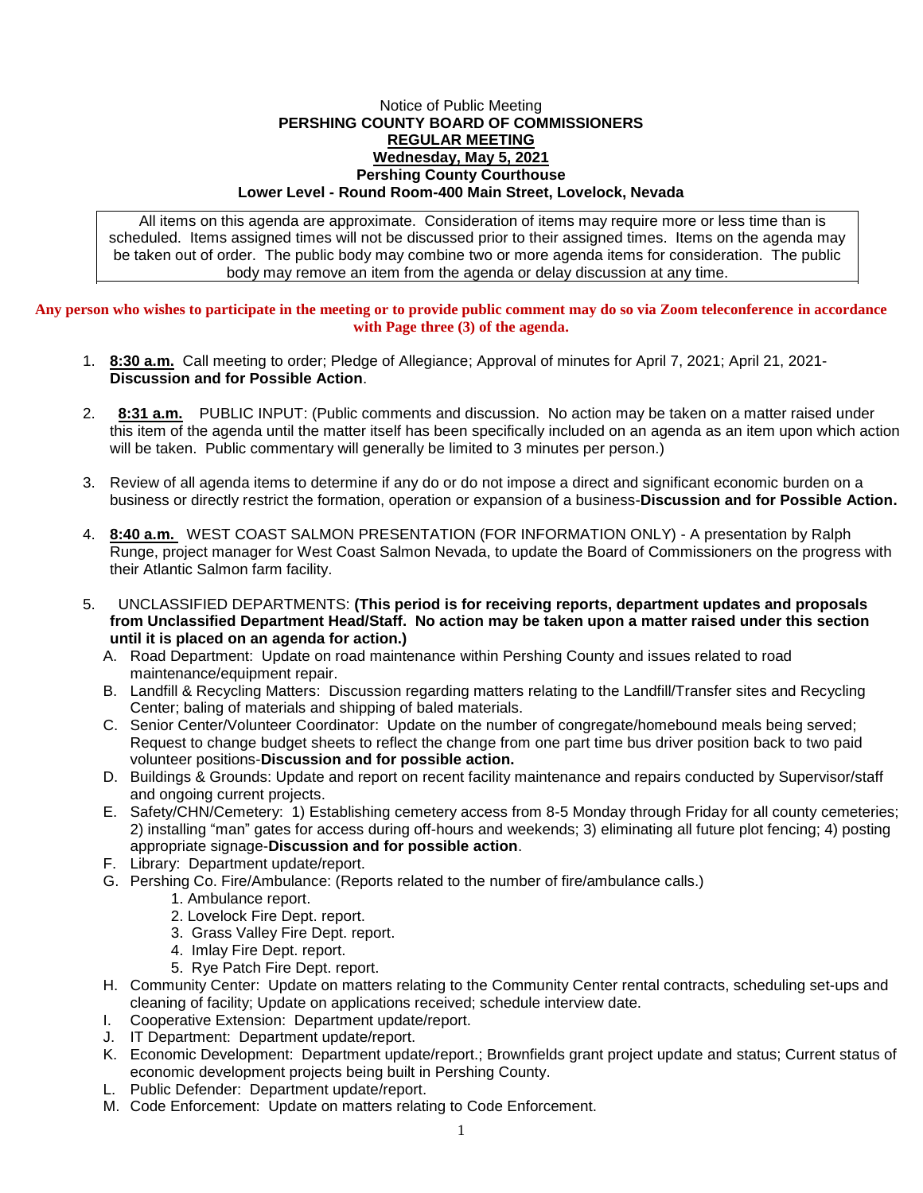Notice of Public Meeting

**PERSHING COUNTY BOARD OF COMMISSIONERS**

**REGULAR MEETING**

**Wednesday, May 5, 2021**

**Pershing County Courthouse**

**Lower Level - Round Room-400 Main Street, Lovelock, Nevada**

All items on this agenda are approximate. Consideration of items may require more or less time than is scheduled. Items assigned times will not be discussed prior to their assigned times. Items on the agenda may be taken out of order. The public body may combine two or more agenda items for consideration. The public body may remove an item from the agenda or delay discussion at any time.

**Any person who wishes to participate in the meeting or to provide public comment may do so via Zoom teleconference in accordance with Page three (3) of the agenda.**

1. **8:30 a.m.** Call meeting to order; Pledge of Allegiance; Approval of minutes for April 7, 2021; April 21, 2021- **Discussion and for Possible Action**.

2. **8:31 a.m.** PUBLIC INPUT: (Public comments and discussion. No action may be taken on a matter raised under this item of the agenda until the matter itself has been specifically included on an agenda as an item upon which action will be taken. Public commentary will generally be limited to 3 minutes per person.)

3. Review of all agenda items to determine if any do or do not impose a direct and significant economic burden on a business or directly restrict the formation, operation or expansion of a business-**Discussion and for Possible Action.**

4. **8:40 a.m.** WEST COAST SALMON PRESENTATION (FOR INFORMATION ONLY) - A presentation by Ralph Runge, project manager for West Coast Salmon Nevada, to update the Board of Commissioners on the progress with their Atlantic Salmon farm facility.

5. UNCLASSIFIED DEPARTMENTS: **(This period is for receiving reports, department updates and proposals from Unclassified Department Head/Staff. No action may be taken upon a matter raised under this section until it is placed on an agenda for action.)**
   A. Road Department: Update on road maintenance within Pershing County and issues related to road maintenance/equipment repair.
   B. Landfill & Recycling Matters: Discussion regarding matters relating to the Landfill/Transfer sites and Recycling Center; baling of materials and shipping of baled materials.
   C. Senior Center/Volunteer Coordinator: Update on the number of congregate/homebound meals being served; Request to change budget sheets to reflect the change from one part time bus driver position back to two paid volunteer positions-**Discussion and for possible action.**
   D. Buildings & Grounds: Update and report on recent facility maintenance and repairs conducted by Supervisor/staff and ongoing current projects.
   E. Safety/CHN/Cemetery: 1) Establishing cemetery access from 8-5 Monday through Friday for all county cemeteries; 2) installing "man" gates for access during off-hours and weekends; 3) eliminating all future plot fencing; 4) posting appropriate signage-**Discussion and for possible action**.
   F. Library: Department update/report.
   G. Pershing Co. Fire/Ambulance: (Reports related to the number of fire/ambulance calls.)
      1. Ambulance report.
      2. Lovelock Fire Dept. report.
      3. Grass Valley Fire Dept. report.
      4. Imlay Fire Dept. report.
      5. Rye Patch Fire Dept. report.
   H. Community Center: Update on matters relating to the Community Center rental contracts, scheduling set-ups and cleaning of facility; Update on applications received; schedule interview date.
   I. Cooperative Extension: Department update/report.
   J. IT Department: Department update/report.
   K. Economic Development: Department update/report.; Brownfields grant project update and status; Current status of economic development projects being built in Pershing County.
   L. Public Defender: Department update/report.
   M. Code Enforcement: Update on matters relating to Code Enforcement.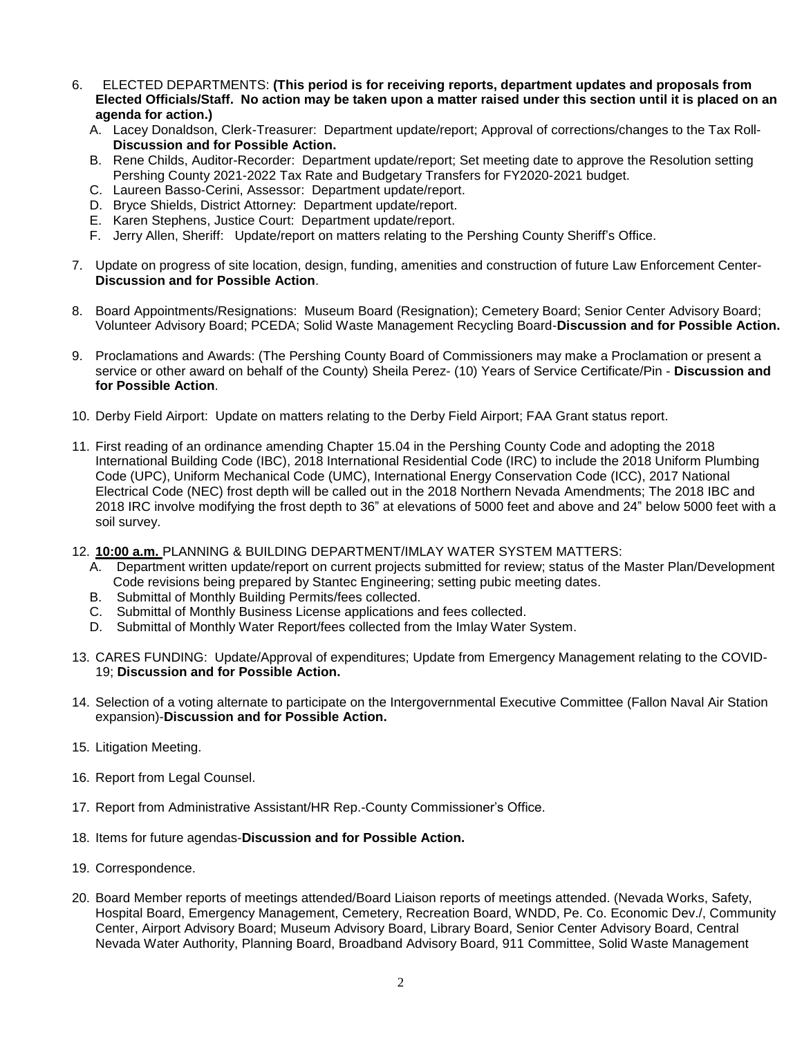6. ELECTED DEPARTMENTS: **(This period is for receiving reports, department updates and proposals from Elected Officials/Staff. No action may be taken upon a matter raised under this section until it is placed on an agenda for action.)**
   A. Lacey Donaldson, Clerk-Treasurer: Department update/report; Approval of corrections/changes to the Tax Roll-**Discussion and for Possible Action.**
   B. Rene Childs, Auditor-Recorder: Department update/report; Set meeting date to approve the Resolution setting Pershing County 2021-2022 Tax Rate and Budgetary Transfers for FY2020-2021 budget.
   C. Laureen Basso-Cerini, Assessor: Department update/report.
   D. Bryce Shields, District Attorney: Department update/report.
   E. Karen Stephens, Justice Court: Department update/report.
   F. Jerry Allen, Sheriff: Update/report on matters relating to the Pershing County Sheriff's Office.

7. Update on progress of site location, design, funding, amenities and construction of future Law Enforcement Center-**Discussion and for Possible Action**.

8. Board Appointments/Resignations: Museum Board (Resignation); Cemetery Board; Senior Center Advisory Board; Volunteer Advisory Board; PCEDA; Solid Waste Management Recycling Board-**Discussion and for Possible Action.**

9. Proclamations and Awards: (The Pershing County Board of Commissioners may make a Proclamation or present a service or other award on behalf of the County) Sheila Perez- (10) Years of Service Certificate/Pin - **Discussion and for Possible Action**.

10. Derby Field Airport: Update on matters relating to the Derby Field Airport; FAA Grant status report.

11. First reading of an ordinance amending Chapter 15.04 in the Pershing County Code and adopting the 2018 International Building Code (IBC), 2018 International Residential Code (IRC) to include the 2018 Uniform Plumbing Code (UPC), Uniform Mechanical Code (UMC), International Energy Conservation Code (ICC), 2017 National Electrical Code (NEC) frost depth will be called out in the 2018 Northern Nevada Amendments; The 2018 IBC and 2018 IRC involve modifying the frost depth to 36" at elevations of 5000 feet and above and 24" below 5000 feet with a soil survey.

12. **10:00 a.m.** PLANNING & BUILDING DEPARTMENT/IMLAY WATER SYSTEM MATTERS:
    A. Department written update/report on current projects submitted for review; status of the Master Plan/Development Code revisions being prepared by Stantec Engineering; setting pubic meeting dates.
    B. Submittal of Monthly Building Permits/fees collected.
    C. Submittal of Monthly Business License applications and fees collected.
    D. Submittal of Monthly Water Report/fees collected from the Imlay Water System.

13. CARES FUNDING: Update/Approval of expenditures; Update from Emergency Management relating to the COVID-19; **Discussion and for Possible Action.**

14. Selection of a voting alternate to participate on the Intergovernmental Executive Committee (Fallon Naval Air Station expansion)-**Discussion and for Possible Action.**

15. Litigation Meeting.

16. Report from Legal Counsel.

17. Report from Administrative Assistant/HR Rep.-County Commissioner's Office.

18. Items for future agendas-**Discussion and for Possible Action.**

19. Correspondence.

20. Board Member reports of meetings attended/Board Liaison reports of meetings attended. (Nevada Works, Safety, Hospital Board, Emergency Management, Cemetery, Recreation Board, WNDD, Pe. Co. Economic Dev./, Community Center, Airport Advisory Board; Museum Advisory Board, Library Board, Senior Center Advisory Board, Central Nevada Water Authority, Planning Board, Broadband Advisory Board, 911 Committee, Solid Waste Management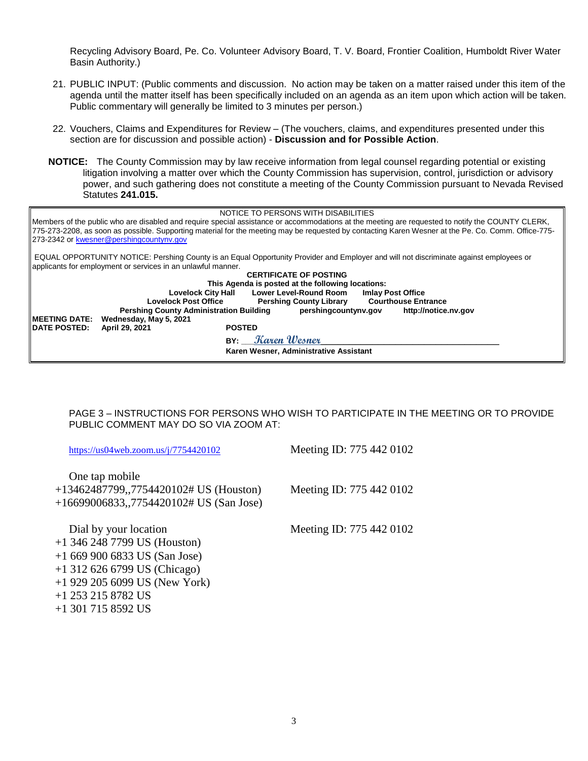Recycling Advisory Board, Pe. Co. Volunteer Advisory Board, T. V. Board, Frontier Coalition, Humboldt River Water Basin Authority.)

21. PUBLIC INPUT: (Public comments and discussion. No action may be taken on a matter raised under this item of the agenda until the matter itself has been specifically included on an agenda as an item upon which action will be taken. Public commentary will generally be limited to 3 minutes per person.)

22. Vouchers, Claims and Expenditures for Review – (The vouchers, claims, and expenditures presented under this section are for discussion and possible action) - **Discussion and for Possible Action**.

**NOTICE:** The County Commission may by law receive information from legal counsel regarding potential or existing litigation involving a matter over which the County Commission has supervision, control, jurisdiction or advisory power, and such gathering does not constitute a meeting of the County Commission pursuant to Nevada Revised Statutes **241.015.**

NOTICE TO PERSONS WITH DISABILITIES

Members of the public who are disabled and require special assistance or accommodations at the meeting are requested to notify the COUNTY CLERK, 775-273-2208, as soon as possible. Supporting material for the meeting may be requested by contacting Karen Wesner at the Pe. Co. Comm. Office-775-273-2342 or kwesner@pershingcountynv.gov

EQUAL OPPORTUNITY NOTICE: Pershing County is an Equal Opportunity Provider and Employer and will not discriminate against employees or applicants for employment or services in an unlawful manner.

**CERTIFICATE OF POSTING**

**This Agenda is posted at the following locations:**

**Lovelock City Hall** **Lower Level-Round Room** **Imlay Post Office**
**Lovelock Post Office** **Pershing County Library** **Courthouse Entrance**
**Pershing County Administration Building** **pershingcountynv.gov** **http://notice.nv.gov**

**MEETING DATE:** **Wednesday, May 5, 2021**
**DATE POSTED:** **April 29, 2021** **POSTED**

**BY:** *Karen Wesner*
**Karen Wesner, Administrative Assistant**

PAGE 3 – INSTRUCTIONS FOR PERSONS WHO WISH TO PARTICIPATE IN THE MEETING OR TO PROVIDE PUBLIC COMMENT MAY DO SO VIA ZOOM AT:

https://us04web.zoom.us/j/7754420102 Meeting ID: 775 442 0102

One tap mobile
+13462487799,,7754420102# US (Houston) Meeting ID: 775 442 0102
+16699006833,,7754420102# US (San Jose)

Dial by your location Meeting ID: 775 442 0102
+1 346 248 7799 US (Houston)
+1 669 900 6833 US (San Jose)
+1 312 626 6799 US (Chicago)
+1 929 205 6099 US (New York)
+1 253 215 8782 US
+1 301 715 8592 US